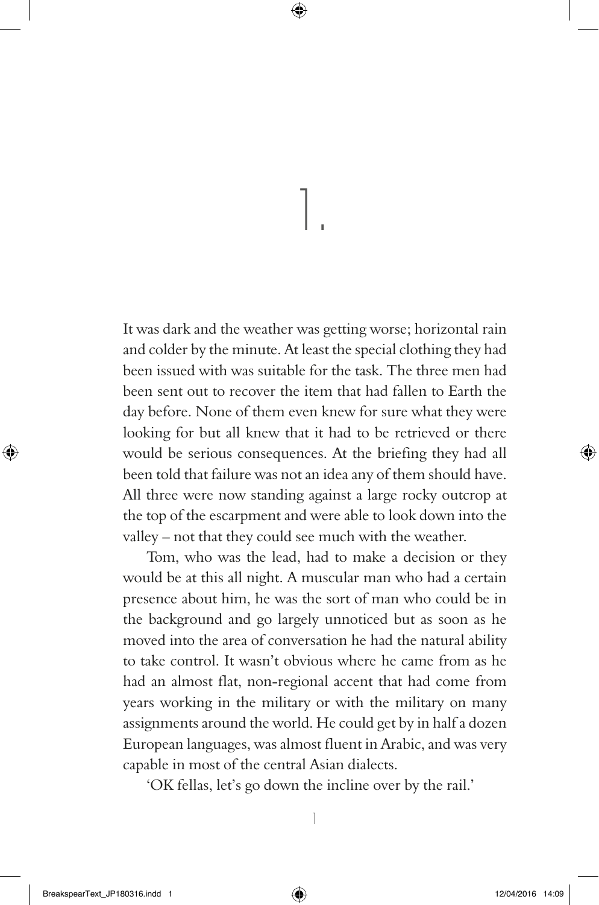# 1.

It was dark and the weather was getting worse; horizontal rain and colder by the minute. At least the special clothing they had been issued with was suitable for the task. The three men had been sent out to recover the item that had fallen to Earth the day before. None of them even knew for sure what they were looking for but all knew that it had to be retrieved or there would be serious consequences. At the briefing they had all been told that failure was not an idea any of them should have. All three were now standing against a large rocky outcrop at the top of the escarpment and were able to look down into the valley – not that they could see much with the weather.

Tom, who was the lead, had to make a decision or they would be at this all night. A muscular man who had a certain presence about him, he was the sort of man who could be in the background and go largely unnoticed but as soon as he moved into the area of conversation he had the natural ability to take control. It wasn't obvious where he came from as he had an almost flat, non-regional accent that had come from years working in the military or with the military on many assignments around the world. He could get by in half a dozen European languages, was almost fluent in Arabic, and was very capable in most of the central Asian dialects.

'OK fellas, let's go down the incline over by the rail.'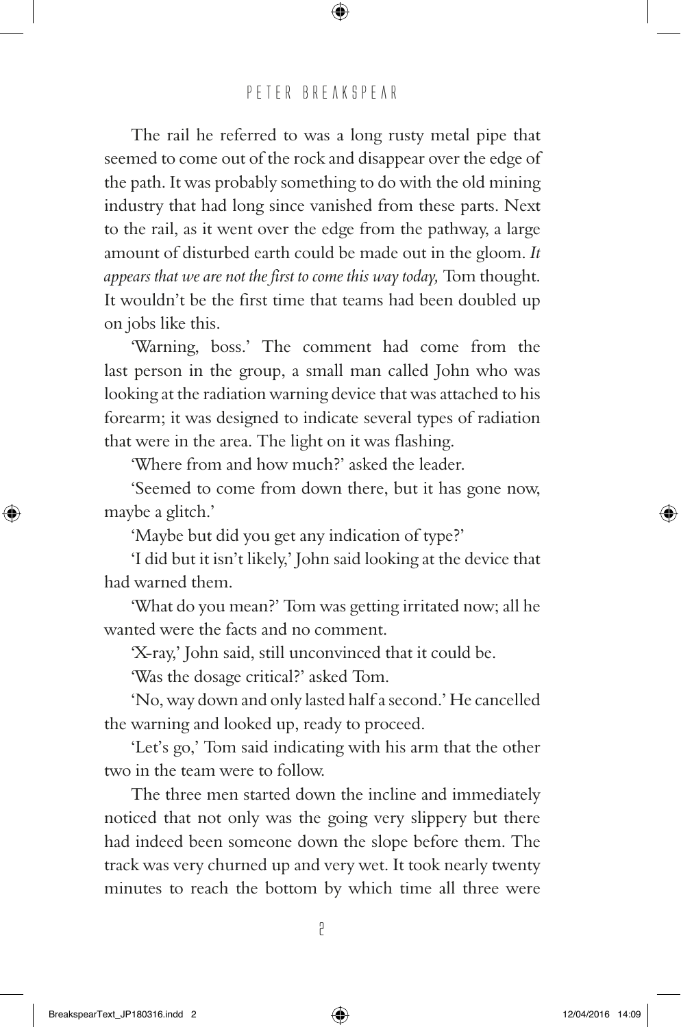The rail he referred to was a long rusty metal pipe that seemed to come out of the rock and disappear over the edge of the path. It was probably something to do with the old mining industry that had long since vanished from these parts. Next to the rail, as it went over the edge from the pathway, a large amount of disturbed earth could be made out in the gloom. *It appears that we are not the first to come this way today,* Tom thought. It wouldn't be the first time that teams had been doubled up on jobs like this.

'Warning, boss.' The comment had come from the last person in the group, a small man called John who was looking at the radiation warning device that was attached to his forearm; it was designed to indicate several types of radiation that were in the area. The light on it was flashing.

'Where from and how much?' asked the leader.

'Seemed to come from down there, but it has gone now, maybe a glitch.'

'Maybe but did you get any indication of type?'

'I did but it isn't likely,' John said looking at the device that had warned them.

'What do you mean?' Tom was getting irritated now; all he wanted were the facts and no comment.

'X-ray,' John said, still unconvinced that it could be.

'Was the dosage critical?' asked Tom.

'No, way down and only lasted half a second.' He cancelled the warning and looked up, ready to proceed.

'Let's go,' Tom said indicating with his arm that the other two in the team were to follow.

The three men started down the incline and immediately noticed that not only was the going very slippery but there had indeed been someone down the slope before them. The track was very churned up and very wet. It took nearly twenty minutes to reach the bottom by which time all three were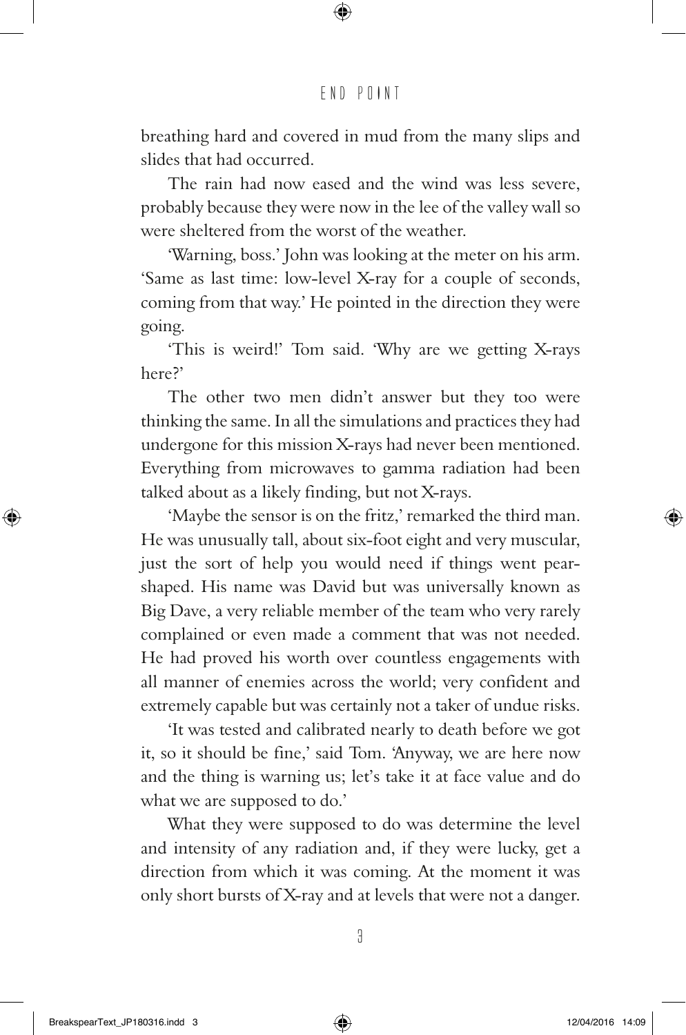breathing hard and covered in mud from the many slips and slides that had occurred.

The rain had now eased and the wind was less severe, probably because they were now in the lee of the valley wall so were sheltered from the worst of the weather.

'Warning, boss.' John was looking at the meter on his arm. 'Same as last time: low-level X-ray for a couple of seconds, coming from that way.' He pointed in the direction they were going.

'This is weird!' Tom said. 'Why are we getting X-rays here?'

The other two men didn't answer but they too were thinking the same. In all the simulations and practices they had undergone for this mission X-rays had never been mentioned. Everything from microwaves to gamma radiation had been talked about as a likely finding, but not X-rays.

'Maybe the sensor is on the fritz,' remarked the third man. He was unusually tall, about six-foot eight and very muscular, just the sort of help you would need if things went pear-shaped. His name was David but was universally known as Big Dave, a very reliable member of the team who very rarely complained or even made a comment that was not needed. He had proved his worth over countless engagements with all manner of enemies across the world; very confident and extremely capable but was certainly not a taker of undue risks.

'It was tested and calibrated nearly to death before we got it, so it should be fine,' said Tom. 'Anyway, we are here now and the thing is warning us; let's take it at face value and do what we are supposed to do.'

What they were supposed to do was determine the level and intensity of any radiation and, if they were lucky, get a direction from which it was coming. At the moment it was only short bursts of X-ray and at levels that were not a danger.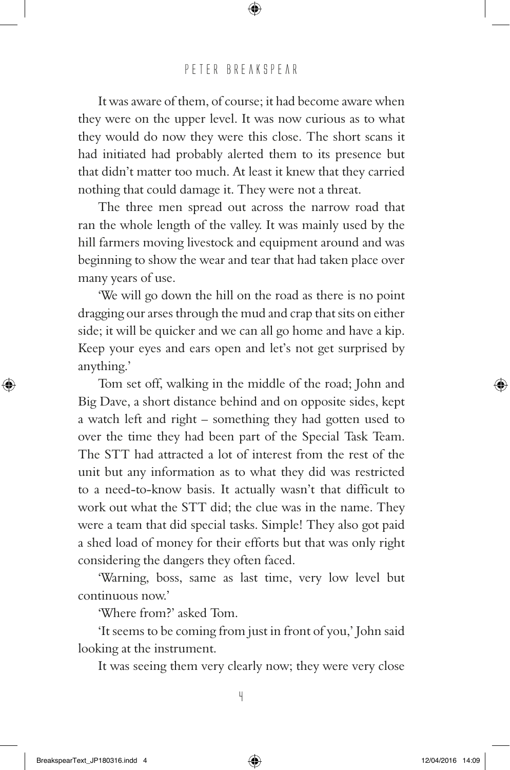It was aware of them, of course; it had become aware when they were on the upper level. It was now curious as to what they would do now they were this close. The short scans it had initiated had probably alerted them to its presence but that didn't matter too much. At least it knew that they carried nothing that could damage it. They were not a threat.

The three men spread out across the narrow road that ran the whole length of the valley. It was mainly used by the hill farmers moving livestock and equipment around and was beginning to show the wear and tear that had taken place over many years of use.

'We will go down the hill on the road as there is no point dragging our arses through the mud and crap that sits on either side; it will be quicker and we can all go home and have a kip. Keep your eyes and ears open and let's not get surprised by anything.'

Tom set off, walking in the middle of the road; John and Big Dave, a short distance behind and on opposite sides, kept a watch left and right – something they had gotten used to over the time they had been part of the Special Task Team. The STT had attracted a lot of interest from the rest of the unit but any information as to what they did was restricted to a need-to-know basis. It actually wasn't that difficult to work out what the STT did; the clue was in the name. They were a team that did special tasks. Simple! They also got paid a shed load of money for their efforts but that was only right considering the dangers they often faced.

'Warning, boss, same as last time, very low level but continuous now.'

'Where from?' asked Tom.

'It seems to be coming from just in front of you,' John said looking at the instrument.

It was seeing them very clearly now; they were very close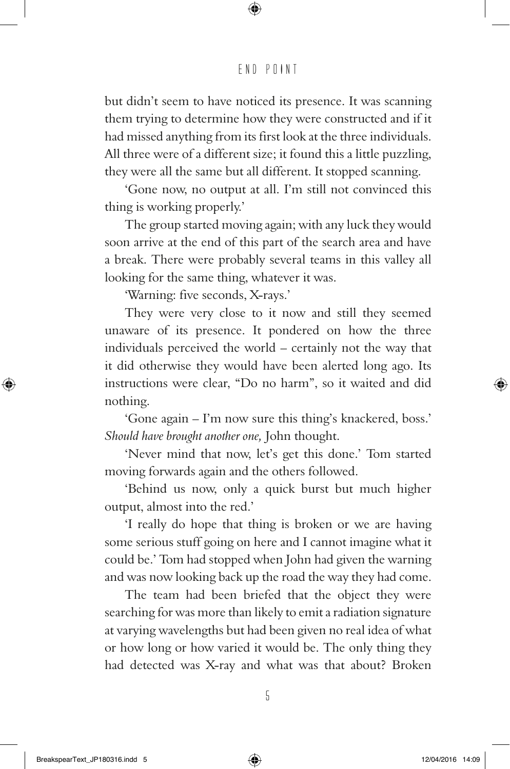but didn't seem to have noticed its presence. It was scanning them trying to determine how they were constructed and if it had missed anything from its first look at the three individuals. All three were of a different size; it found this a little puzzling, they were all the same but all different. It stopped scanning.

'Gone now, no output at all. I'm still not convinced this thing is working properly.'

The group started moving again; with any luck they would soon arrive at the end of this part of the search area and have a break. There were probably several teams in this valley all looking for the same thing, whatever it was.

'Warning: five seconds, X-rays.'

They were very close to it now and still they seemed unaware of its presence. It pondered on how the three individuals perceived the world – certainly not the way that it did otherwise they would have been alerted long ago. Its instructions were clear, "Do no harm", so it waited and did nothing.

'Gone again – I'm now sure this thing's knackered, boss.' *Should have brought another one,* John thought.

'Never mind that now, let's get this done.' Tom started moving forwards again and the others followed.

'Behind us now, only a quick burst but much higher output, almost into the red.'

'I really do hope that thing is broken or we are having some serious stuff going on here and I cannot imagine what it could be.' Tom had stopped when John had given the warning and was now looking back up the road the way they had come.

The team had been briefed that the object they were searching for was more than likely to emit a radiation signature at varying wavelengths but had been given no real idea of what or how long or how varied it would be. The only thing they had detected was X-ray and what was that about? Broken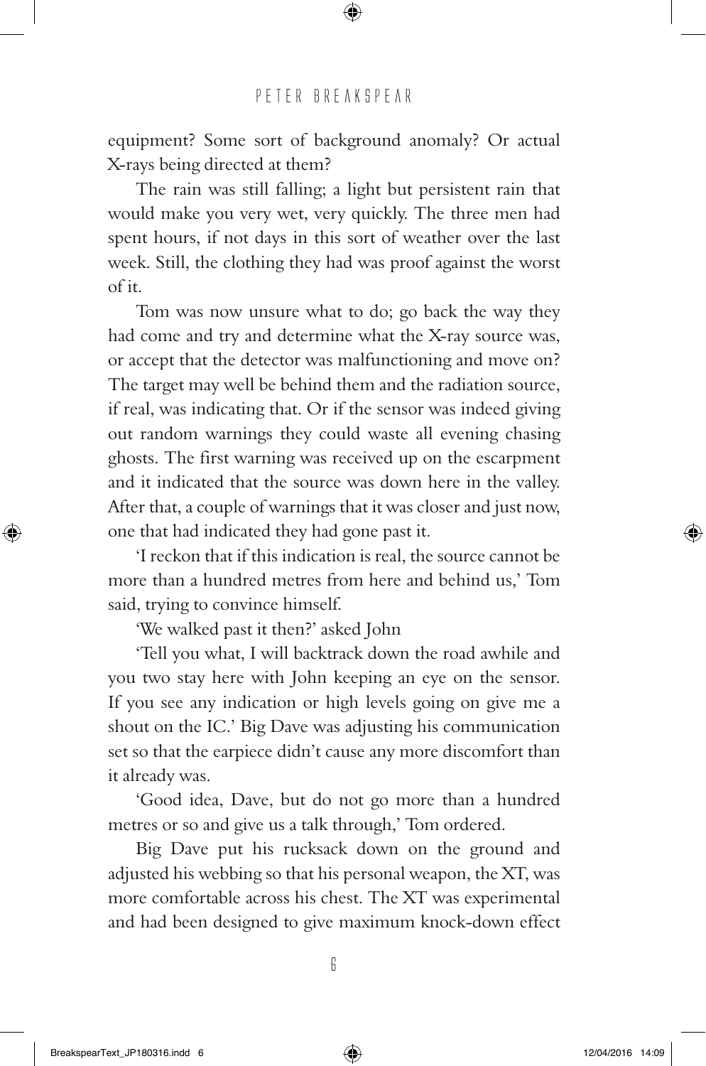equipment? Some sort of background anomaly? Or actual X-rays being directed at them?

The rain was still falling; a light but persistent rain that would make you very wet, very quickly. The three men had spent hours, if not days in this sort of weather over the last week. Still, the clothing they had was proof against the worst of it.

Tom was now unsure what to do; go back the way they had come and try and determine what the X-ray source was, or accept that the detector was malfunctioning and move on? The target may well be behind them and the radiation source, if real, was indicating that. Or if the sensor was indeed giving out random warnings they could waste all evening chasing ghosts. The first warning was received up on the escarpment and it indicated that the source was down here in the valley. After that, a couple of warnings that it was closer and just now, one that had indicated they had gone past it.

'I reckon that if this indication is real, the source cannot be more than a hundred metres from here and behind us,' Tom said, trying to convince himself.

'We walked past it then?' asked John

'Tell you what, I will backtrack down the road awhile and you two stay here with John keeping an eye on the sensor. If you see any indication or high levels going on give me a shout on the IC.' Big Dave was adjusting his communication set so that the earpiece didn't cause any more discomfort than it already was.

'Good idea, Dave, but do not go more than a hundred metres or so and give us a talk through,' Tom ordered.

Big Dave put his rucksack down on the ground and adjusted his webbing so that his personal weapon, the XT, was more comfortable across his chest. The XT was experimental and had been designed to give maximum knock-down effect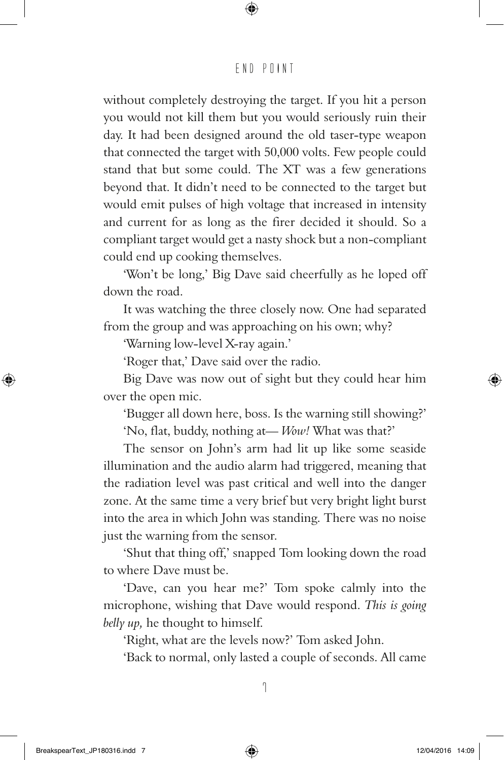without completely destroying the target. If you hit a person you would not kill them but you would seriously ruin their day. It had been designed around the old taser-type weapon that connected the target with 50,000 volts. Few people could stand that but some could. The XT was a few generations beyond that. It didn't need to be connected to the target but would emit pulses of high voltage that increased in intensity and current for as long as the firer decided it should. So a compliant target would get a nasty shock but a non-compliant could end up cooking themselves.

'Won't be long,' Big Dave said cheerfully as he loped off down the road.

It was watching the three closely now. One had separated from the group and was approaching on his own; why?

'Warning low-level X-ray again.'

'Roger that,' Dave said over the radio.

Big Dave was now out of sight but they could hear him over the open mic.

'Bugger all down here, boss. Is the warning still showing?'

'No, flat, buddy, nothing at— *Wow!* What was that?'

The sensor on John's arm had lit up like some seaside illumination and the audio alarm had triggered, meaning that the radiation level was past critical and well into the danger zone. At the same time a very brief but very bright light burst into the area in which John was standing. There was no noise just the warning from the sensor.

'Shut that thing off,' snapped Tom looking down the road to where Dave must be.

'Dave, can you hear me?' Tom spoke calmly into the microphone, wishing that Dave would respond. *This is going belly up,* he thought to himself.

'Right, what are the levels now?' Tom asked John.

'Back to normal, only lasted a couple of seconds. All came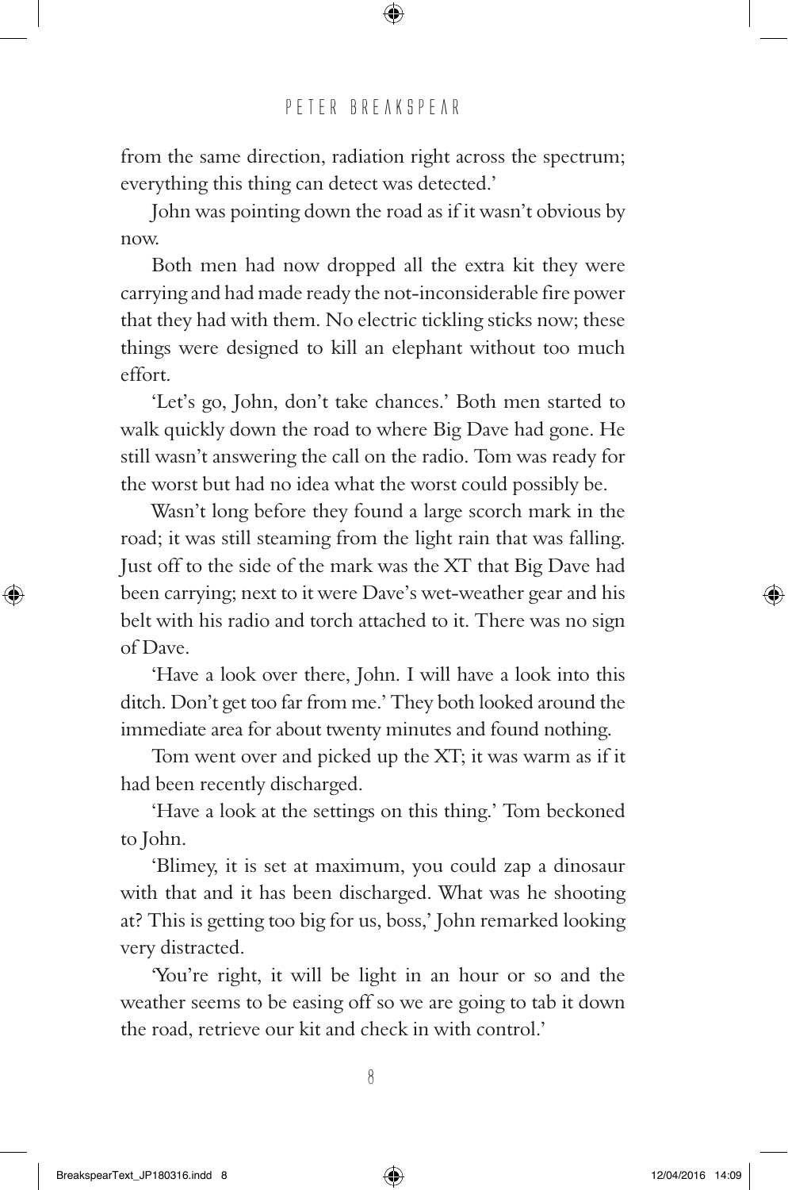from the same direction, radiation right across the spectrum; everything this thing can detect was detected.'

John was pointing down the road as if it wasn't obvious by now.

Both men had now dropped all the extra kit they were carrying and had made ready the not-inconsiderable fire power that they had with them. No electric tickling sticks now; these things were designed to kill an elephant without too much effort.

'Let's go, John, don't take chances.' Both men started to walk quickly down the road to where Big Dave had gone. He still wasn't answering the call on the radio. Tom was ready for the worst but had no idea what the worst could possibly be.

Wasn't long before they found a large scorch mark in the road; it was still steaming from the light rain that was falling. Just off to the side of the mark was the XT that Big Dave had been carrying; next to it were Dave's wet-weather gear and his belt with his radio and torch attached to it. There was no sign of Dave.

'Have a look over there, John. I will have a look into this ditch. Don't get too far from me.' They both looked around the immediate area for about twenty minutes and found nothing.

Tom went over and picked up the XT; it was warm as if it had been recently discharged.

'Have a look at the settings on this thing.' Tom beckoned to John.

'Blimey, it is set at maximum, you could zap a dinosaur with that and it has been discharged. What was he shooting at? This is getting too big for us, boss,' John remarked looking very distracted.

'You're right, it will be light in an hour or so and the weather seems to be easing off so we are going to tab it down the road, retrieve our kit and check in with control.'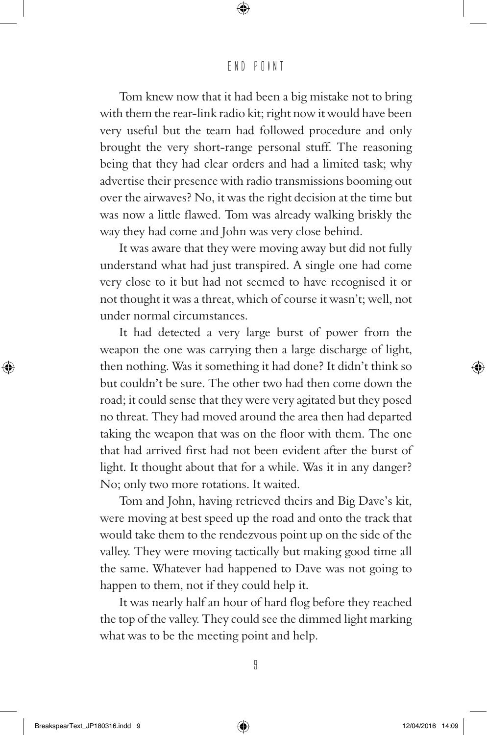Tom knew now that it had been a big mistake not to bring with them the rear-link radio kit; right now it would have been very useful but the team had followed procedure and only brought the very short-range personal stuff. The reasoning being that they had clear orders and had a limited task; why advertise their presence with radio transmissions booming out over the airwaves? No, it was the right decision at the time but was now a little flawed. Tom was already walking briskly the way they had come and John was very close behind.

It was aware that they were moving away but did not fully understand what had just transpired. A single one had come very close to it but had not seemed to have recognised it or not thought it was a threat, which of course it wasn't; well, not under normal circumstances.

It had detected a very large burst of power from the weapon the one was carrying then a large discharge of light, then nothing. Was it something it had done? It didn't think so but couldn't be sure. The other two had then come down the road; it could sense that they were very agitated but they posed no threat. They had moved around the area then had departed taking the weapon that was on the floor with them. The one that had arrived first had not been evident after the burst of light. It thought about that for a while. Was it in any danger? No; only two more rotations. It waited.

Tom and John, having retrieved theirs and Big Dave's kit, were moving at best speed up the road and onto the track that would take them to the rendezvous point up on the side of the valley. They were moving tactically but making good time all the same. Whatever had happened to Dave was not going to happen to them, not if they could help it.

It was nearly half an hour of hard flog before they reached the top of the valley. They could see the dimmed light marking what was to be the meeting point and help.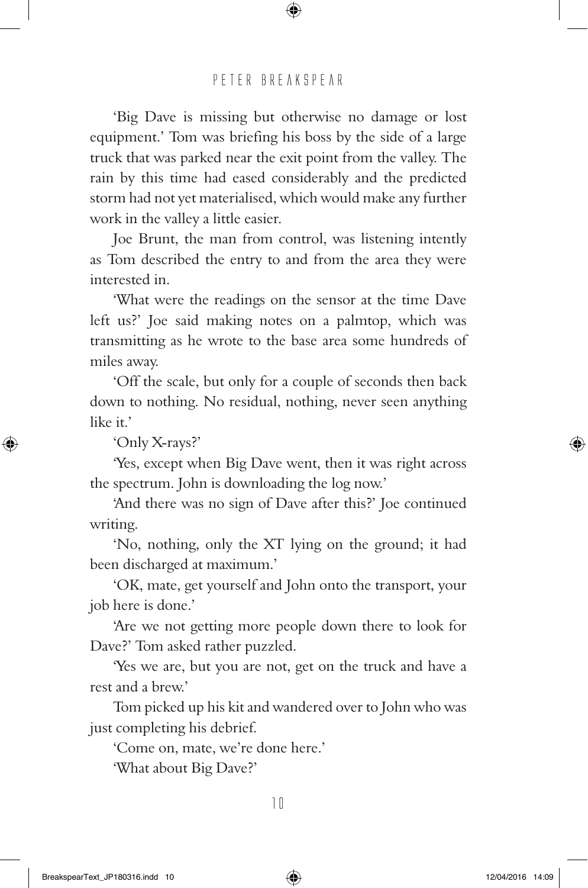'Big Dave is missing but otherwise no damage or lost equipment.' Tom was briefing his boss by the side of a large truck that was parked near the exit point from the valley. The rain by this time had eased considerably and the predicted storm had not yet materialised, which would make any further work in the valley a little easier.

Joe Brunt, the man from control, was listening intently as Tom described the entry to and from the area they were interested in.

'What were the readings on the sensor at the time Dave left us?' Joe said making notes on a palmtop, which was transmitting as he wrote to the base area some hundreds of miles away.

'Off the scale, but only for a couple of seconds then back down to nothing. No residual, nothing, never seen anything like it.'

'Only X-rays?'

'Yes, except when Big Dave went, then it was right across the spectrum. John is downloading the log now.'

'And there was no sign of Dave after this?' Joe continued writing.

'No, nothing, only the XT lying on the ground; it had been discharged at maximum.'

'OK, mate, get yourself and John onto the transport, your job here is done.'

'Are we not getting more people down there to look for Dave?' Tom asked rather puzzled.

'Yes we are, but you are not, get on the truck and have a rest and a brew.'

Tom picked up his kit and wandered over to John who was just completing his debrief.

'Come on, mate, we're done here.'

'What about Big Dave?'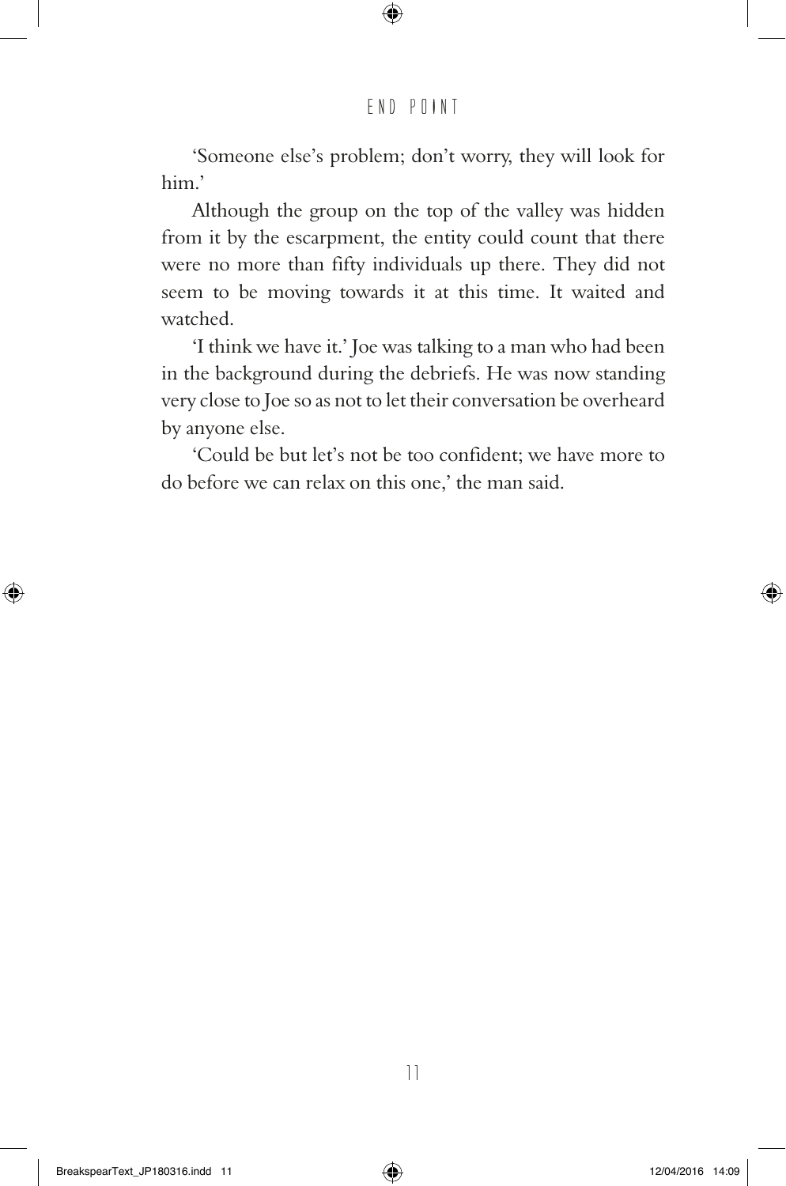'Someone else's problem; don't worry, they will look for him.'

Although the group on the top of the valley was hidden from it by the escarpment, the entity could count that there were no more than fifty individuals up there. They did not seem to be moving towards it at this time. It waited and watched.

'I think we have it.' Joe was talking to a man who had been in the background during the debriefs. He was now standing very close to Joe so as not to let their conversation be overheard by anyone else.

'Could be but let's not be too confident; we have more to do before we can relax on this one,' the man said.